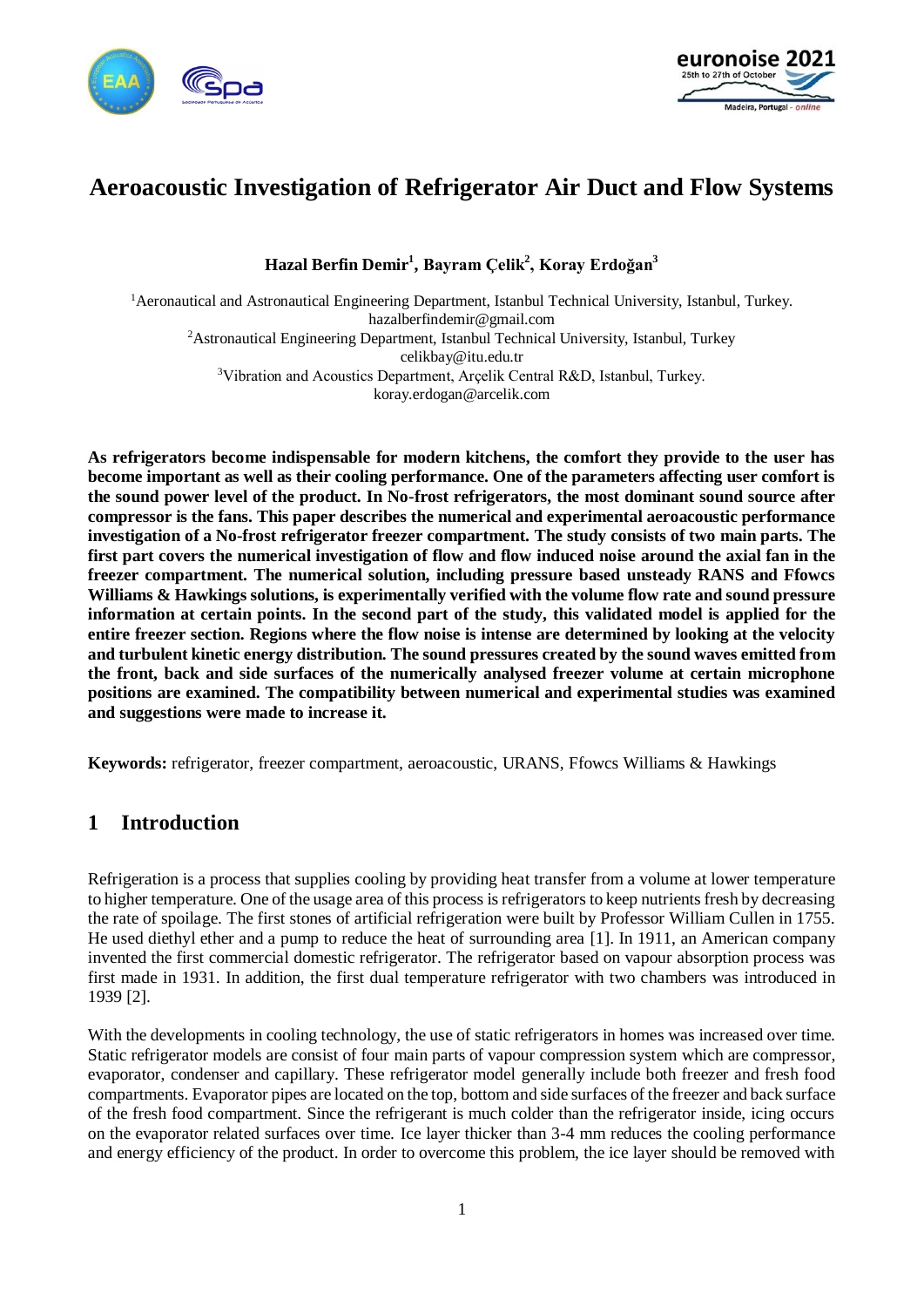# Aeroacoustic Investigation of Refrigerator Air Duct and Flow Systems

**Hazal Berfin Demir[1], Bayram Çelik[2], Koray Erdoğan[3]**

[1]Aeronautical and Astronautical Engineering Department, Istanbul Technical University, Istanbul, Turkey.
hazalberfindemir@gmail.com
[2]Astronautical Engineering Department, Istanbul Technical University, Istanbul, Turkey
celikbay@itu.edu.tr
[3]Vibration and Acoustics Department, Arçelik Central R&D, Istanbul, Turkey.
koray.erdogan@arcelik.com

**As refrigerators become indispensable for modern kitchens, the comfort they provide to the user has become important as well as their cooling performance. One of the parameters affecting user comfort is the sound power level of the product. In No-frost refrigerators, the most dominant sound source after compressor is the fans. This paper describes the numerical and experimental aeroacoustic performance investigation of a No-frost refrigerator freezer compartment. The study consists of two main parts. The first part covers the numerical investigation of flow and flow induced noise around the axial fan in the freezer compartment. The numerical solution, including pressure based unsteady RANS and Ffowcs Williams & Hawkings solutions, is experimentally verified with the volume flow rate and sound pressure information at certain points. In the second part of the study, this validated model is applied for the entire freezer section. Regions where the flow noise is intense are determined by looking at the velocity and turbulent kinetic energy distribution. The sound pressures created by the sound waves emitted from the front, back and side surfaces of the numerically analysed freezer volume at certain microphone positions are examined. The compatibility between numerical and experimental studies was examined and suggestions were made to increase it.**

**Keywords:** refrigerator, freezer compartment, aeroacoustic, URANS, Ffowcs Williams & Hawkings

## 1 Introduction

Refrigeration is a process that supplies cooling by providing heat transfer from a volume at lower temperature to higher temperature. One of the usage area of this process is refrigerators to keep nutrients fresh by decreasing the rate of spoilage. The first stones of artificial refrigeration were built by Professor William Cullen in 1755. He used diethyl ether and a pump to reduce the heat of surrounding area [1]. In 1911, an American company invented the first commercial domestic refrigerator. The refrigerator based on vapour absorption process was first made in 1931. In addition, the first dual temperature refrigerator with two chambers was introduced in 1939 [2].

With the developments in cooling technology, the use of static refrigerators in homes was increased over time. Static refrigerator models are consist of four main parts of vapour compression system which are compressor, evaporator, condenser and capillary. These refrigerator model generally include both freezer and fresh food compartments. Evaporator pipes are located on the top, bottom and side surfaces of the freezer and back surface of the fresh food compartment. Since the refrigerant is much colder than the refrigerator inside, icing occurs on the evaporator related surfaces over time. Ice layer thicker than 3-4 mm reduces the cooling performance and energy efficiency of the product. In order to overcome this problem, the ice layer should be removed with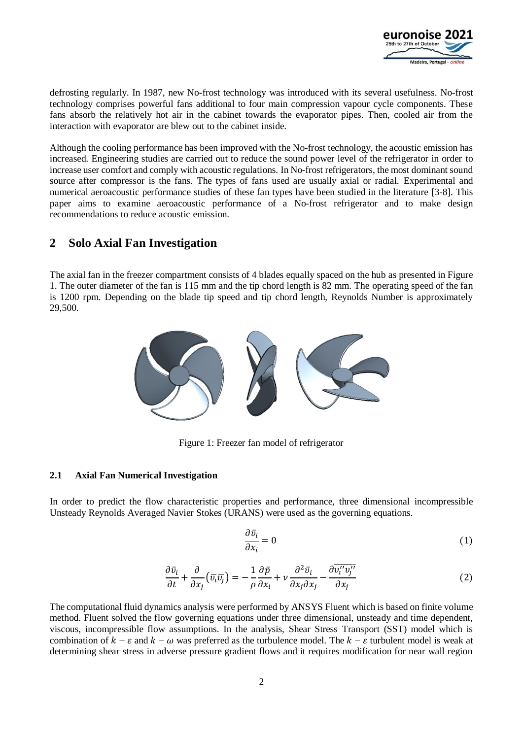defrosting regularly. In 1987, new No-frost technology was introduced with its several usefulness. No-frost technology comprises powerful fans additional to four main compression vapour cycle components. These fans absorb the relatively hot air in the cabinet towards the evaporator pipes. Then, cooled air from the interaction with evaporator are blew out to the cabinet inside.

Although the cooling performance has been improved with the No-frost technology, the acoustic emission has increased. Engineering studies are carried out to reduce the sound power level of the refrigerator in order to increase user comfort and comply with acoustic regulations. In No-frost refrigerators, the most dominant sound source after compressor is the fans. The types of fans used are usually axial or radial. Experimental and numerical aeroacoustic performance studies of these fan types have been studied in the literature [3-8]. This paper aims to examine aeroacoustic performance of a No-frost refrigerator and to make design recommendations to reduce acoustic emission.

## 2 Solo Axial Fan Investigation

The axial fan in the freezer compartment consists of 4 blades equally spaced on the hub as presented in Figure 1. The outer diameter of the fan is 115 mm and the tip chord length is 82 mm. The operating speed of the fan is 1200 rpm. Depending on the blade tip speed and tip chord length, Reynolds Number is approximately 29,500.

Figure 1: Freezer fan model of refrigerator

### 2.1 Axial Fan Numerical Investigation

In order to predict the flow characteristic properties and performance, three dimensional incompressible Unsteady Reynolds Averaged Navier Stokes (URANS) were used as the governing equations.

$$\frac{\partial \bar{v}_i}{\partial x_i} = 0 \tag{1}$$

$$\frac{\partial \bar{v}_i}{\partial t} + \frac{\partial}{\partial x_j}\left(\bar{v}_i \bar{v}_j\right) = -\frac{1}{\rho}\frac{\partial \bar{p}}{\partial x_i} + \nu \frac{\partial^2 \bar{v}_i}{\partial x_j \partial x_j} - \frac{\partial \overline{v_i'' v_j''}}{\partial x_j} \tag{2}$$

The computational fluid dynamics analysis were performed by ANSYS Fluent which is based on finite volume method. Fluent solved the flow governing equations under three dimensional, unsteady and time dependent, viscous, incompressible flow assumptions. In the analysis, Shear Stress Transport (SST) model which is combination of $k-\varepsilon$ and $k-\omega$ was preferred as the turbulence model. The $k-\varepsilon$ turbulent model is weak at determining shear stress in adverse pressure gradient flows and it requires modification for near wall region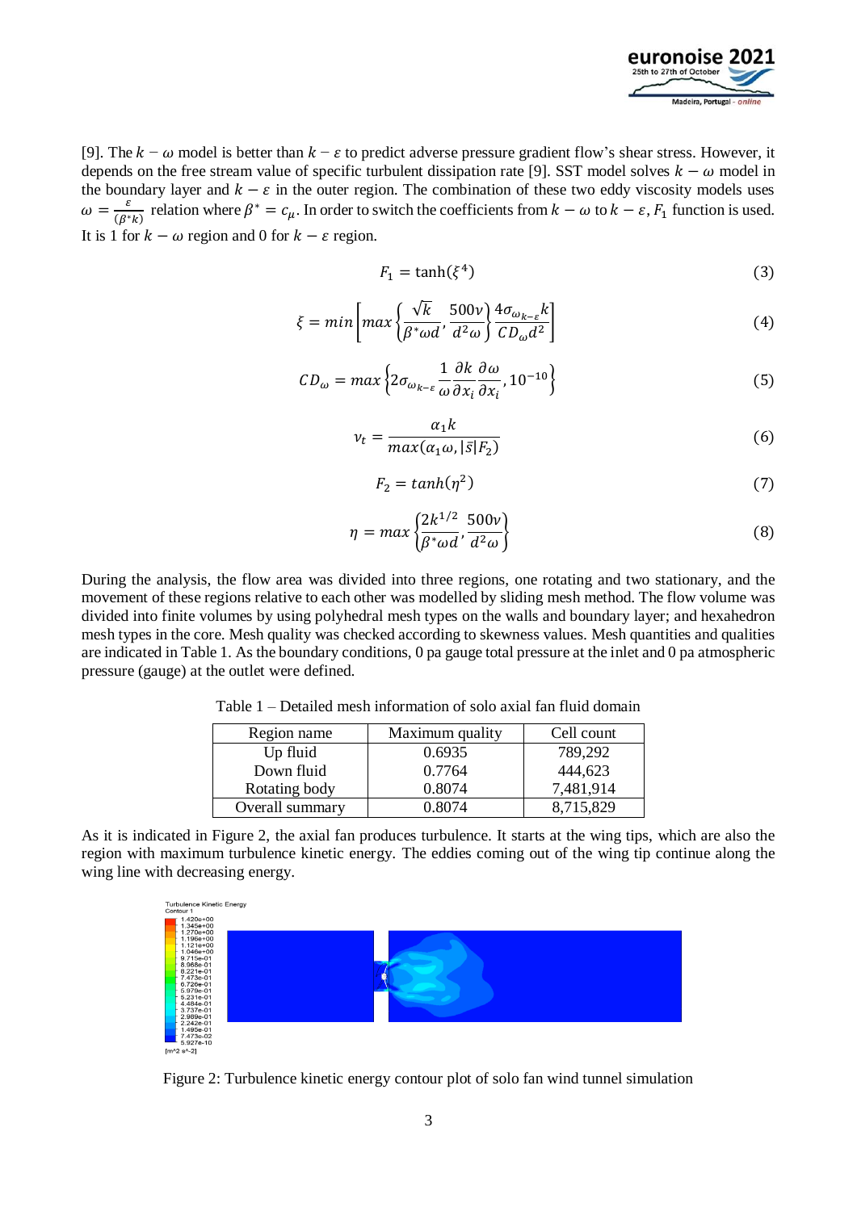[9]. The $k-\omega$ model is better than $k-\varepsilon$ to predict adverse pressure gradient flow's shear stress. However, it depends on the free stream value of specific turbulent dissipation rate [9]. SST model solves $k-\omega$ model in the boundary layer and $k-\varepsilon$ in the outer region. The combination of these two eddy viscosity models uses $\omega = \frac{\varepsilon}{(\beta^* k)}$ relation where $\beta^* = c_\mu$. In order to switch the coefficients from $k-\omega$ to $k-\varepsilon$, $F_1$ function is used. It is 1 for $k-\omega$ region and 0 for $k-\varepsilon$ region.

$$F_1 = \tanh(\xi^4) \tag{3}$$

$$\xi = min\left[max\left\{\frac{\sqrt{k}}{\beta^*\omega d}, \frac{500\nu}{d^2\omega}\right\}\frac{4\sigma_{\omega_{k-\varepsilon}}k}{CD_\omega d^2}\right] \tag{4}$$

$$CD_\omega = max\left\{2\sigma_{\omega_{k-\varepsilon}}\frac{1}{\omega}\frac{\partial k}{\partial x_i}\frac{\partial \omega}{\partial x_i}, 10^{-10}\right\} \tag{5}$$

$$\nu_t = \frac{\alpha_1 k}{max(\alpha_1\omega, |\bar{s}|F_2)} \tag{6}$$

$$F_2 = tanh(\eta^2) \tag{7}$$

$$\eta = max\left\{\frac{2k^{1/2}}{\beta^*\omega d}, \frac{500\nu}{d^2\omega}\right\} \tag{8}$$

During the analysis, the flow area was divided into three regions, one rotating and two stationary, and the movement of these regions relative to each other was modelled by sliding mesh method. The flow volume was divided into finite volumes by using polyhedral mesh types on the walls and boundary layer; and hexahedron mesh types in the core. Mesh quality was checked according to skewness values. Mesh quantities and qualities are indicated in Table 1. As the boundary conditions, 0 pa gauge total pressure at the inlet and 0 pa atmospheric pressure (gauge) at the outlet were defined.

Table 1 – Detailed mesh information of solo axial fan fluid domain

| Region name | Maximum quality | Cell count |
|---|---|---|
| Up fluid | 0.6935 | 789,292 |
| Down fluid | 0.7764 | 444,623 |
| Rotating body | 0.8074 | 7,481,914 |
| Overall summary | 0.8074 | 8,715,829 |

As it is indicated in Figure 2, the axial fan produces turbulence. It starts at the wing tips, which are also the region with maximum turbulence kinetic energy. The eddies coming out of the wing tip continue along the wing line with decreasing energy.

Figure 2: Turbulence kinetic energy contour plot of solo fan wind tunnel simulation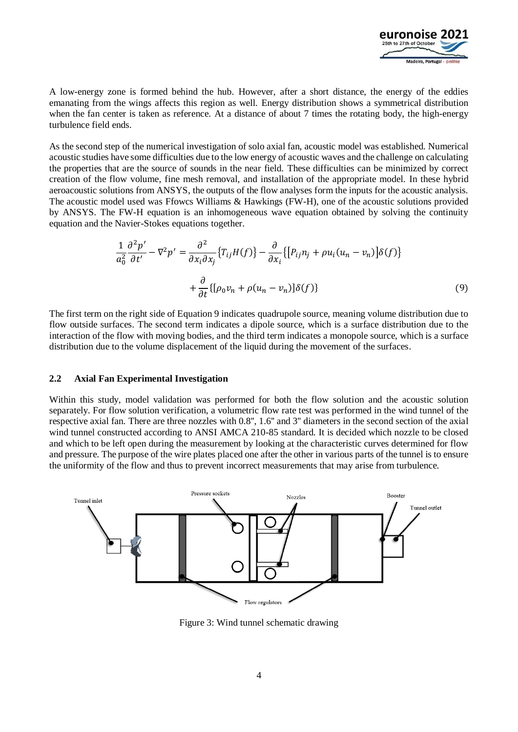A low-energy zone is formed behind the hub. However, after a short distance, the energy of the eddies emanating from the wings affects this region as well. Energy distribution shows a symmetrical distribution when the fan center is taken as reference. At a distance of about 7 times the rotating body, the high-energy turbulence field ends.

As the second step of the numerical investigation of solo axial fan, acoustic model was established. Numerical acoustic studies have some difficulties due to the low energy of acoustic waves and the challenge on calculating the properties that are the source of sounds in the near field. These difficulties can be minimized by correct creation of the flow volume, fine mesh removal, and installation of the appropriate model. In these hybrid aeroacoustic solutions from ANSYS, the outputs of the flow analyses form the inputs for the acoustic analysis. The acoustic model used was Ffowcs Williams & Hawkings (FW-H), one of the acoustic solutions provided by ANSYS. The FW-H equation is an inhomogeneous wave equation obtained by solving the continuity equation and the Navier-Stokes equations together.

$$\frac{1}{a_0^2}\frac{\partial^2 p'}{\partial t'} - \nabla^2 p' = \frac{\partial^2}{\partial x_i \partial x_j}\{T_{ij}H(f)\} - \frac{\partial}{\partial x_i}\{[P_{ij}n_j + \rho u_i(u_n - v_n)]\delta(f)\} + \frac{\partial}{\partial t}\{[\rho_0 v_n + \rho(u_n - v_n)]\delta(f)\} \tag{9}$$

The first term on the right side of Equation 9 indicates quadrupole source, meaning volume distribution due to flow outside surfaces. The second term indicates a dipole source, which is a surface distribution due to the interaction of the flow with moving bodies, and the third term indicates a monopole source, which is a surface distribution due to the volume displacement of the liquid during the movement of the surfaces.

### 2.2 Axial Fan Experimental Investigation

Within this study, model validation was performed for both the flow solution and the acoustic solution separately. For flow solution verification, a volumetric flow rate test was performed in the wind tunnel of the respective axial fan. There are three nozzles with 0.8", 1.6" and 3" diameters in the second section of the axial wind tunnel constructed according to ANSI AMCA 210-85 standard. It is decided which nozzle to be closed and which to be left open during the measurement by looking at the characteristic curves determined for flow and pressure. The purpose of the wire plates placed one after the other in various parts of the tunnel is to ensure the uniformity of the flow and thus to prevent incorrect measurements that may arise from turbulence.

Figure 3: Wind tunnel schematic drawing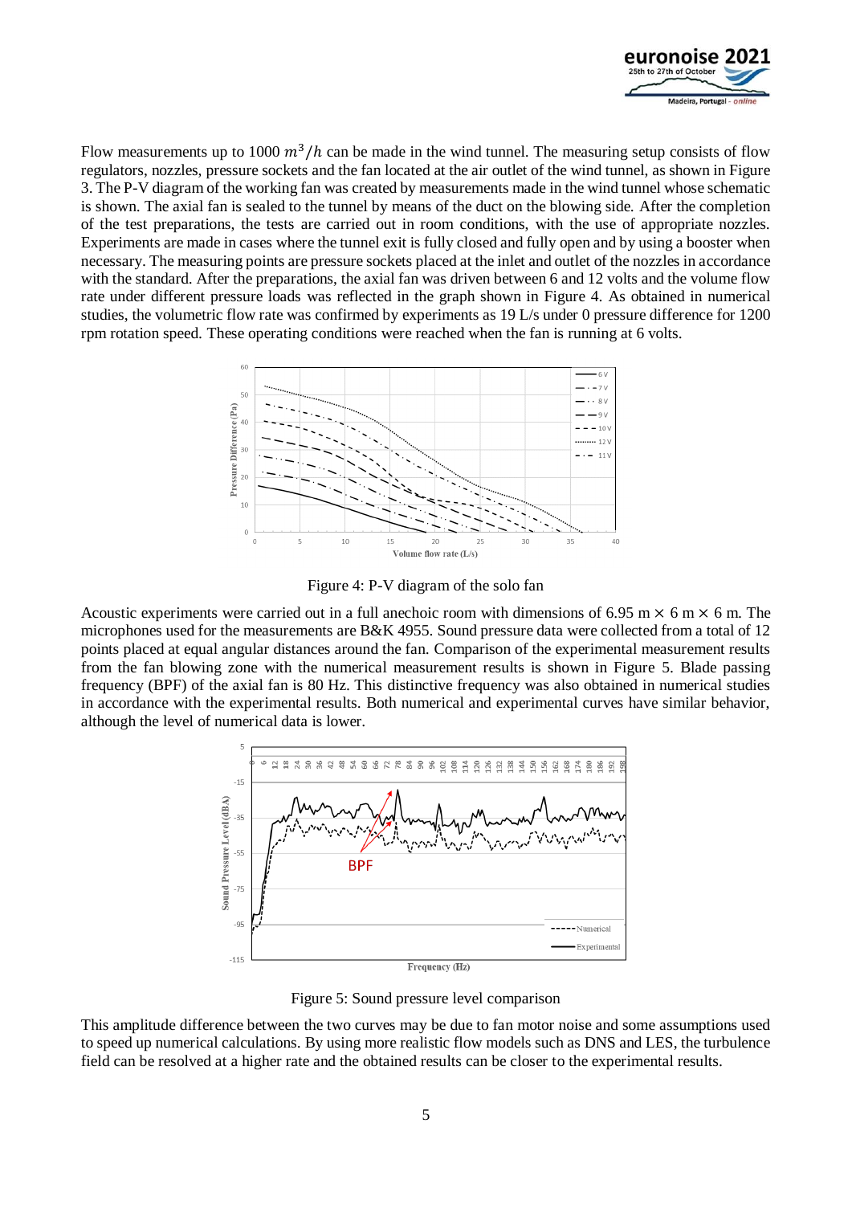Flow measurements up to 1000 $m^3/h$ can be made in the wind tunnel. The measuring setup consists of flow regulators, nozzles, pressure sockets and the fan located at the air outlet of the wind tunnel, as shown in Figure 3. The P-V diagram of the working fan was created by measurements made in the wind tunnel whose schematic is shown. The axial fan is sealed to the tunnel by means of the duct on the blowing side. After the completion of the test preparations, the tests are carried out in room conditions, with the use of appropriate nozzles. Experiments are made in cases where the tunnel exit is fully closed and fully open and by using a booster when necessary. The measuring points are pressure sockets placed at the inlet and outlet of the nozzles in accordance with the standard. After the preparations, the axial fan was driven between 6 and 12 volts and the volume flow rate under different pressure loads was reflected in the graph shown in Figure 4. As obtained in numerical studies, the volumetric flow rate was confirmed by experiments as 19 L/s under 0 pressure difference for 1200 rpm rotation speed. These operating conditions were reached when the fan is running at 6 volts.

Figure 4: P-V diagram of the solo fan

Acoustic experiments were carried out in a full anechoic room with dimensions of 6.95 m × 6 m × 6 m. The microphones used for the measurements are B&K 4955. Sound pressure data were collected from a total of 12 points placed at equal angular distances around the fan. Comparison of the experimental measurement results from the fan blowing zone with the numerical measurement results is shown in Figure 5. Blade passing frequency (BPF) of the axial fan is 80 Hz. This distinctive frequency was also obtained in numerical studies in accordance with the experimental results. Both numerical and experimental curves have similar behavior, although the level of numerical data is lower.

Figure 5: Sound pressure level comparison

This amplitude difference between the two curves may be due to fan motor noise and some assumptions used to speed up numerical calculations. By using more realistic flow models such as DNS and LES, the turbulence field can be resolved at a higher rate and the obtained results can be closer to the experimental results.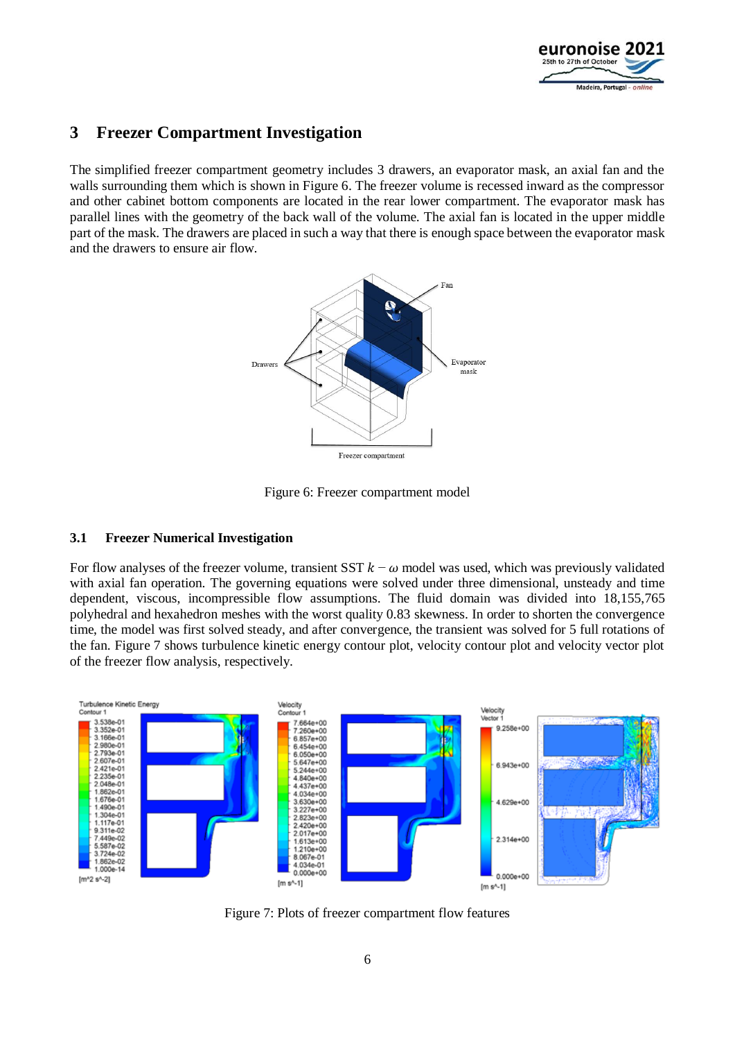## 3 Freezer Compartment Investigation

The simplified freezer compartment geometry includes 3 drawers, an evaporator mask, an axial fan and the walls surrounding them which is shown in Figure 6. The freezer volume is recessed inward as the compressor and other cabinet bottom components are located in the rear lower compartment. The evaporator mask has parallel lines with the geometry of the back wall of the volume. The axial fan is located in the upper middle part of the mask. The drawers are placed in such a way that there is enough space between the evaporator mask and the drawers to ensure air flow.

Figure 6: Freezer compartment model

### 3.1 Freezer Numerical Investigation

For flow analyses of the freezer volume, transient SST $k-\omega$ model was used, which was previously validated with axial fan operation. The governing equations were solved under three dimensional, unsteady and time dependent, viscous, incompressible flow assumptions. The fluid domain was divided into 18,155,765 polyhedral and hexahedron meshes with the worst quality 0.83 skewness. In order to shorten the convergence time, the model was first solved steady, and after convergence, the transient was solved for 5 full rotations of the fan. Figure 7 shows turbulence kinetic energy contour plot, velocity contour plot and velocity vector plot of the freezer flow analysis, respectively.

Figure 7: Plots of freezer compartment flow features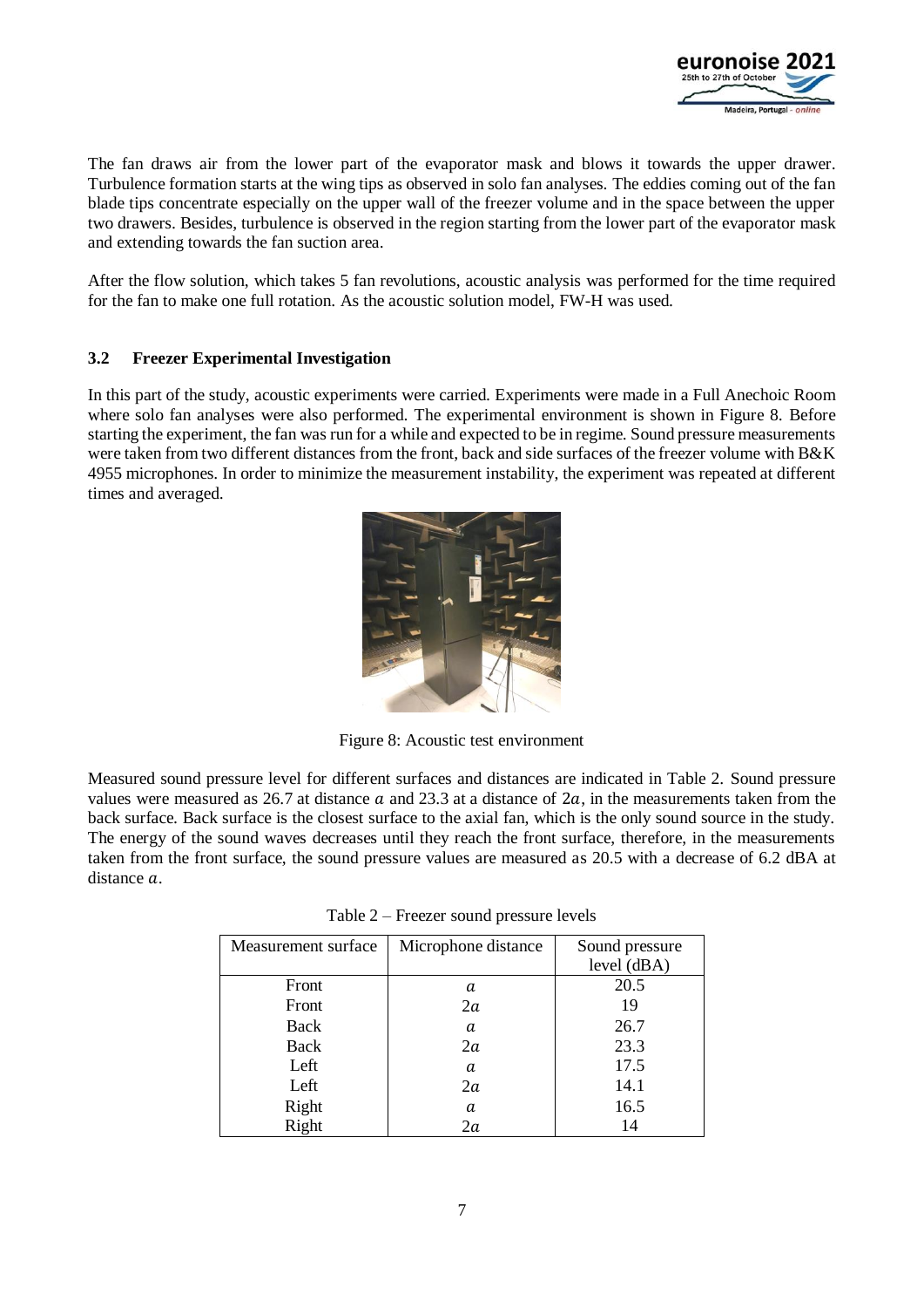The fan draws air from the lower part of the evaporator mask and blows it towards the upper drawer. Turbulence formation starts at the wing tips as observed in solo fan analyses. The eddies coming out of the fan blade tips concentrate especially on the upper wall of the freezer volume and in the space between the upper two drawers. Besides, turbulence is observed in the region starting from the lower part of the evaporator mask and extending towards the fan suction area.

After the flow solution, which takes 5 fan revolutions, acoustic analysis was performed for the time required for the fan to make one full rotation. As the acoustic solution model, FW-H was used.

### 3.2 Freezer Experimental Investigation

In this part of the study, acoustic experiments were carried. Experiments were made in a Full Anechoic Room where solo fan analyses were also performed. The experimental environment is shown in Figure 8. Before starting the experiment, the fan was run for a while and expected to be in regime. Sound pressure measurements were taken from two different distances from the front, back and side surfaces of the freezer volume with B&K 4955 microphones. In order to minimize the measurement instability, the experiment was repeated at different times and averaged.

Figure 8: Acoustic test environment

Measured sound pressure level for different surfaces and distances are indicated in Table 2. Sound pressure values were measured as 26.7 at distance $a$ and 23.3 at a distance of $2a$, in the measurements taken from the back surface. Back surface is the closest surface to the axial fan, which is the only sound source in the study. The energy of the sound waves decreases until they reach the front surface, therefore, in the measurements taken from the front surface, the sound pressure values are measured as 20.5 with a decrease of 6.2 dBA at distance $a$.

Table 2 – Freezer sound pressure levels

| Measurement surface | Microphone distance | Sound pressure level (dBA) |
|---|---|---|
| Front | $a$ | 20.5 |
| Front | $2a$ | 19 |
| Back | $a$ | 26.7 |
| Back | $2a$ | 23.3 |
| Left | $a$ | 17.5 |
| Left | $2a$ | 14.1 |
| Right | $a$ | 16.5 |
| Right | $2a$ | 14 |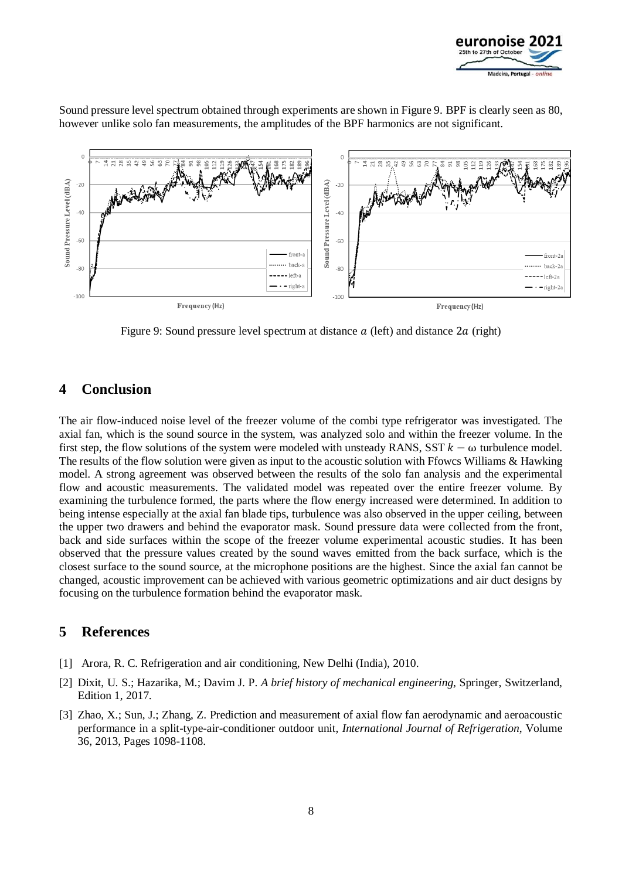Sound pressure level spectrum obtained through experiments are shown in Figure 9. BPF is clearly seen as 80, however unlike solo fan measurements, the amplitudes of the BPF harmonics are not significant.

Figure 9: Sound pressure level spectrum at distance $a$ (left) and distance $2a$ (right)

## 4 Conclusion

The air flow-induced noise level of the freezer volume of the combi type refrigerator was investigated. The axial fan, which is the sound source in the system, was analyzed solo and within the freezer volume. In the first step, the flow solutions of the system were modeled with unsteady RANS, SST $k - \omega$ turbulence model. The results of the flow solution were given as input to the acoustic solution with Ffowcs Williams & Hawking model. A strong agreement was observed between the results of the solo fan analysis and the experimental flow and acoustic measurements. The validated model was repeated over the entire freezer volume. By examining the turbulence formed, the parts where the flow energy increased were determined. In addition to being intense especially at the axial fan blade tips, turbulence was also observed in the upper ceiling, between the upper two drawers and behind the evaporator mask. Sound pressure data were collected from the front, back and side surfaces within the scope of the freezer volume experimental acoustic studies. It has been observed that the pressure values created by the sound waves emitted from the back surface, which is the closest surface to the sound source, at the microphone positions are the highest. Since the axial fan cannot be changed, acoustic improvement can be achieved with various geometric optimizations and air duct designs by focusing on the turbulence formation behind the evaporator mask.

## 5 References

[1] Arora, R. C. Refrigeration and air conditioning, New Delhi (India), 2010.

[2] Dixit, U. S.; Hazarika, M.; Davim J. P. *A brief history of mechanical engineering*, Springer, Switzerland, Edition 1, 2017.

[3] Zhao, X.; Sun, J.; Zhang, Z. Prediction and measurement of axial flow fan aerodynamic and aeroacoustic performance in a split-type-air-conditioner outdoor unit, *International Journal of Refrigeration*, Volume 36, 2013, Pages 1098-1108.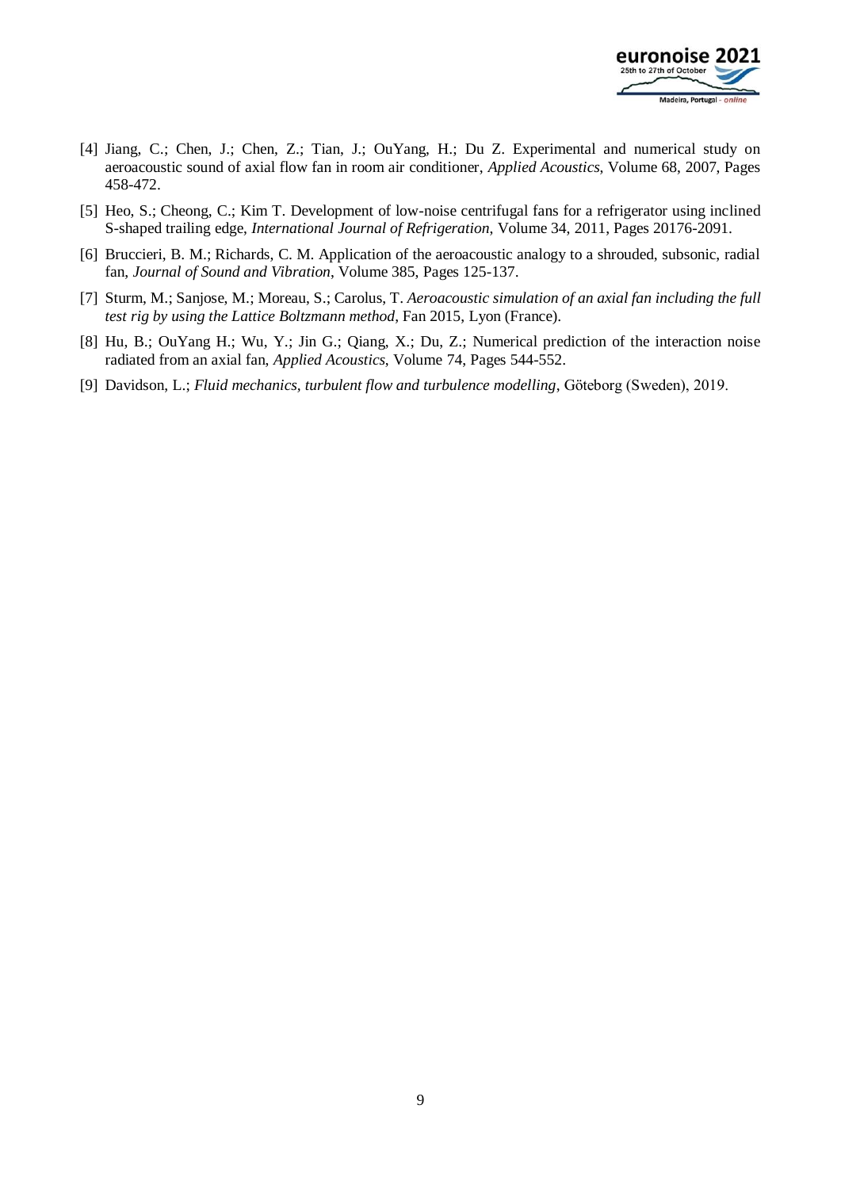[4] Jiang, C.; Chen, J.; Chen, Z.; Tian, J.; OuYang, H.; Du Z. Experimental and numerical study on aeroacoustic sound of axial flow fan in room air conditioner, *Applied Acoustics*, Volume 68, 2007, Pages 458-472.

[5] Heo, S.; Cheong, C.; Kim T. Development of low-noise centrifugal fans for a refrigerator using inclined S-shaped trailing edge, *International Journal of Refrigeration*, Volume 34, 2011, Pages 20176-2091.

[6] Bruccieri, B. M.; Richards, C. M. Application of the aeroacoustic analogy to a shrouded, subsonic, radial fan, *Journal of Sound and Vibration*, Volume 385, Pages 125-137.

[7] Sturm, M.; Sanjose, M.; Moreau, S.; Carolus, T. *Aeroacoustic simulation of an axial fan including the full test rig by using the Lattice Boltzmann method*, Fan 2015, Lyon (France).

[8] Hu, B.; OuYang H.; Wu, Y.; Jin G.; Qiang, X.; Du, Z.; Numerical prediction of the interaction noise radiated from an axial fan, *Applied Acoustics*, Volume 74, Pages 544-552.

[9] Davidson, L.; *Fluid mechanics, turbulent flow and turbulence modelling*, Göteborg (Sweden), 2019.